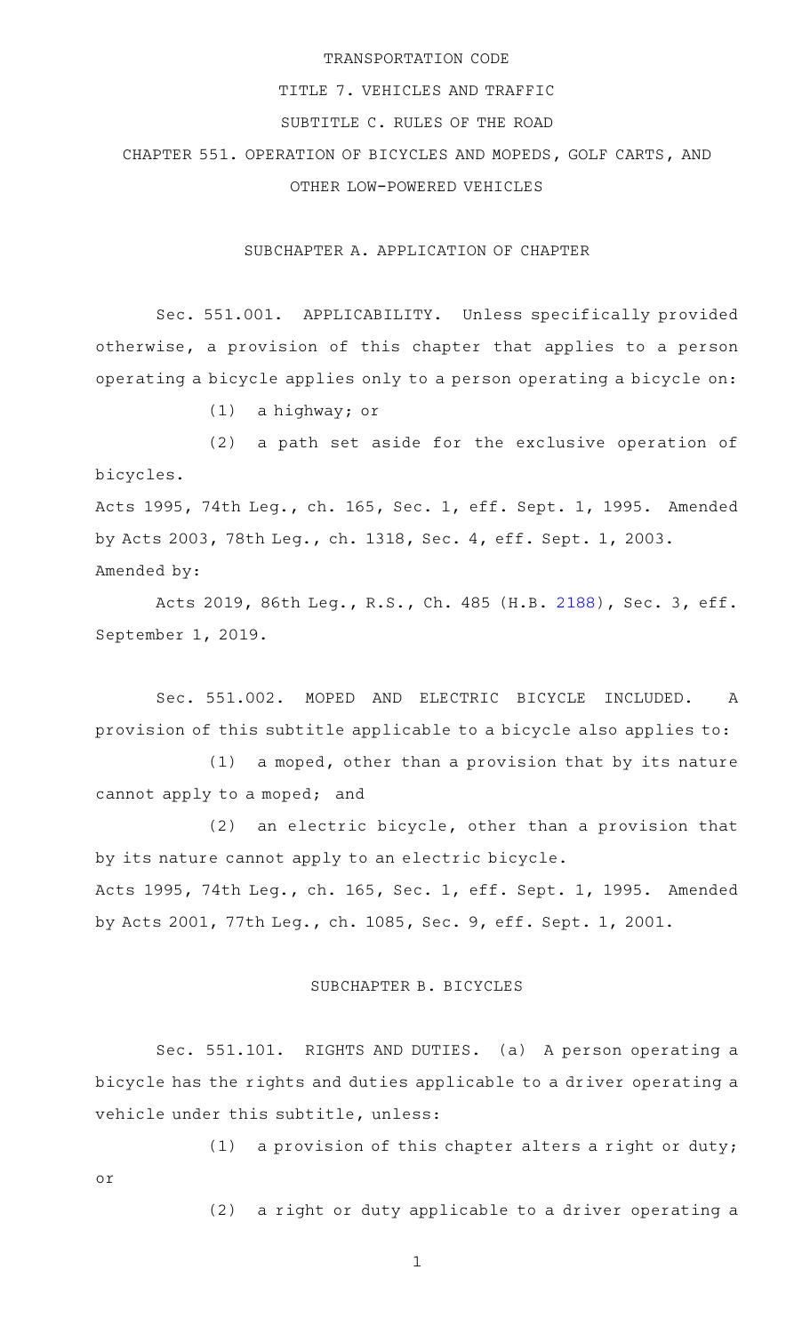TRANSPORTATION CODE

TITLE 7. VEHICLES AND TRAFFIC

SUBTITLE C. RULES OF THE ROAD

CHAPTER 551. OPERATION OF BICYCLES AND MOPEDS, GOLF CARTS, AND OTHER LOW-POWERED VEHICLES

SUBCHAPTER A. APPLICATION OF CHAPTER

Sec. 551.001. APPLICABILITY. Unless specifically provided otherwise, a provision of this chapter that applies to a person operating a bicycle applies only to a person operating a bicycle on:

(1) a highway; or

(2) a path set aside for the exclusive operation of bicycles.

Acts 1995, 74th Leg., ch. 165, Sec. 1, eff. Sept. 1, 1995. Amended by Acts 2003, 78th Leg., ch. 1318, Sec. 4, eff. Sept. 1, 2003.
Amended by:

Acts 2019, 86th Leg., R.S., Ch. 485 (H.B. 2188), Sec. 3, eff. September 1, 2019.

Sec. 551.002. MOPED AND ELECTRIC BICYCLE INCLUDED. A provision of this subtitle applicable to a bicycle also applies to:

(1) a moped, other than a provision that by its nature cannot apply to a moped; and

(2) an electric bicycle, other than a provision that by its nature cannot apply to an electric bicycle.

Acts 1995, 74th Leg., ch. 165, Sec. 1, eff. Sept. 1, 1995. Amended by Acts 2001, 77th Leg., ch. 1085, Sec. 9, eff. Sept. 1, 2001.

SUBCHAPTER B. BICYCLES

Sec. 551.101. RIGHTS AND DUTIES. (a) A person operating a bicycle has the rights and duties applicable to a driver operating a vehicle under this subtitle, unless:

(1) a provision of this chapter alters a right or duty; or

(2) a right or duty applicable to a driver operating a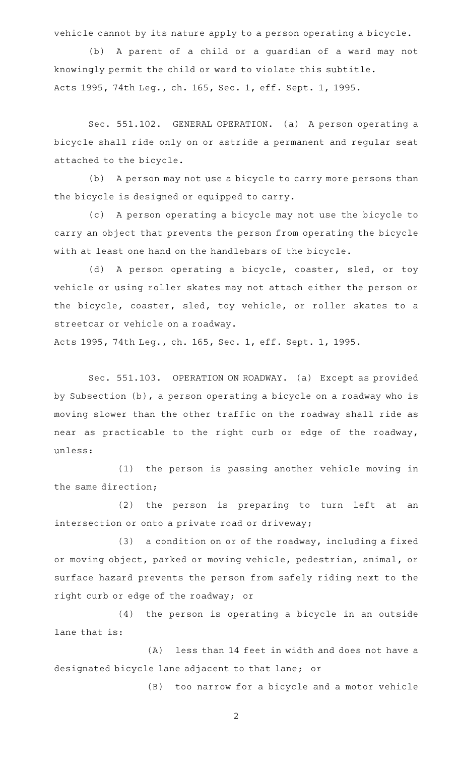vehicle cannot by its nature apply to a person operating a bicycle.

(b) A parent of a child or a guardian of a ward may not knowingly permit the child or ward to violate this subtitle.

Acts 1995, 74th Leg., ch. 165, Sec. 1, eff. Sept. 1, 1995.

Sec. 551.102. GENERAL OPERATION. (a) A person operating a bicycle shall ride only on or astride a permanent and regular seat attached to the bicycle.

(b) A person may not use a bicycle to carry more persons than the bicycle is designed or equipped to carry.

(c) A person operating a bicycle may not use the bicycle to carry an object that prevents the person from operating the bicycle with at least one hand on the handlebars of the bicycle.

(d) A person operating a bicycle, coaster, sled, or toy vehicle or using roller skates may not attach either the person or the bicycle, coaster, sled, toy vehicle, or roller skates to a streetcar or vehicle on a roadway.

Acts 1995, 74th Leg., ch. 165, Sec. 1, eff. Sept. 1, 1995.

Sec. 551.103. OPERATION ON ROADWAY. (a) Except as provided by Subsection (b), a person operating a bicycle on a roadway who is moving slower than the other traffic on the roadway shall ride as near as practicable to the right curb or edge of the roadway, unless:

(1) the person is passing another vehicle moving in the same direction;

(2) the person is preparing to turn left at an intersection or onto a private road or driveway;

(3) a condition on or of the roadway, including a fixed or moving object, parked or moving vehicle, pedestrian, animal, or surface hazard prevents the person from safely riding next to the right curb or edge of the roadway; or

(4) the person is operating a bicycle in an outside lane that is:

(A) less than 14 feet in width and does not have a designated bicycle lane adjacent to that lane; or

(B) too narrow for a bicycle and a motor vehicle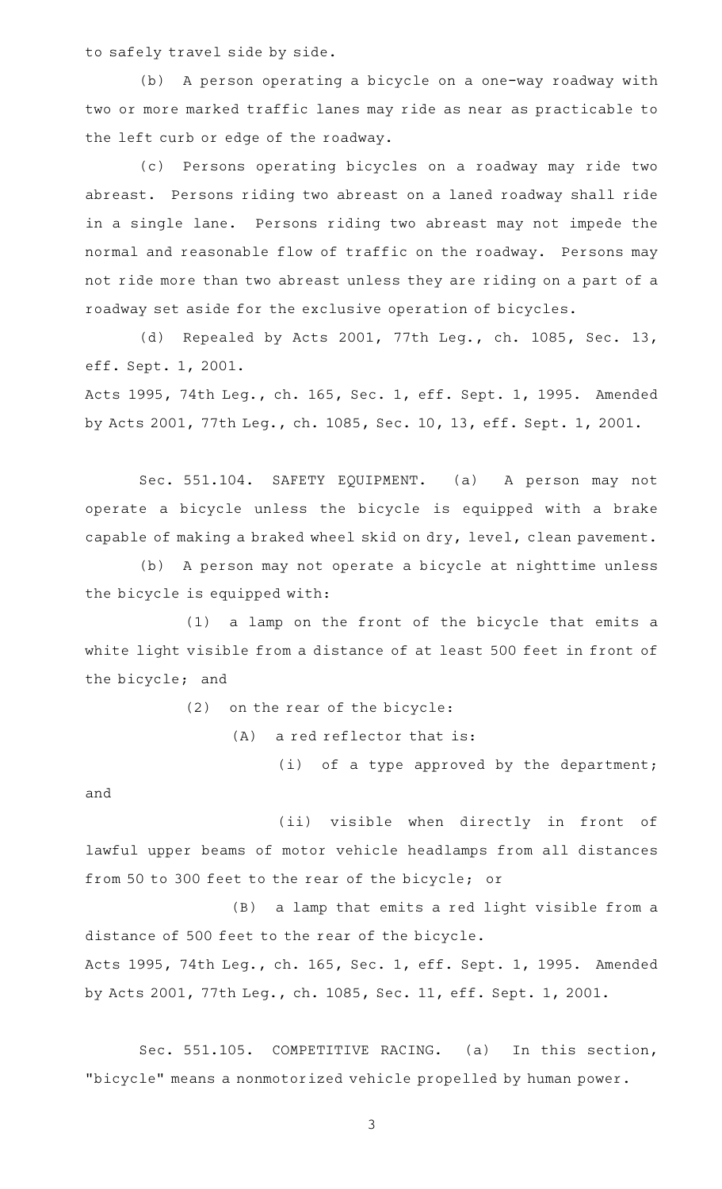to safely travel side by side.

(b) A person operating a bicycle on a one-way roadway with two or more marked traffic lanes may ride as near as practicable to the left curb or edge of the roadway.

(c) Persons operating bicycles on a roadway may ride two abreast. Persons riding two abreast on a laned roadway shall ride in a single lane. Persons riding two abreast may not impede the normal and reasonable flow of traffic on the roadway. Persons may not ride more than two abreast unless they are riding on a part of a roadway set aside for the exclusive operation of bicycles.

(d) Repealed by Acts 2001, 77th Leg., ch. 1085, Sec. 13, eff. Sept. 1, 2001.

Acts 1995, 74th Leg., ch. 165, Sec. 1, eff. Sept. 1, 1995. Amended by Acts 2001, 77th Leg., ch. 1085, Sec. 10, 13, eff. Sept. 1, 2001.

Sec. 551.104. SAFETY EQUIPMENT. (a) A person may not operate a bicycle unless the bicycle is equipped with a brake capable of making a braked wheel skid on dry, level, clean pavement.

(b) A person may not operate a bicycle at nighttime unless the bicycle is equipped with:

(1) a lamp on the front of the bicycle that emits a white light visible from a distance of at least 500 feet in front of the bicycle; and

(2) on the rear of the bicycle:

(A) a red reflector that is:

(i) of a type approved by the department; and

(ii) visible when directly in front of lawful upper beams of motor vehicle headlamps from all distances from 50 to 300 feet to the rear of the bicycle; or

(B) a lamp that emits a red light visible from a distance of 500 feet to the rear of the bicycle.

Acts 1995, 74th Leg., ch. 165, Sec. 1, eff. Sept. 1, 1995. Amended by Acts 2001, 77th Leg., ch. 1085, Sec. 11, eff. Sept. 1, 2001.

Sec. 551.105. COMPETITIVE RACING. (a) In this section, "bicycle" means a nonmotorized vehicle propelled by human power.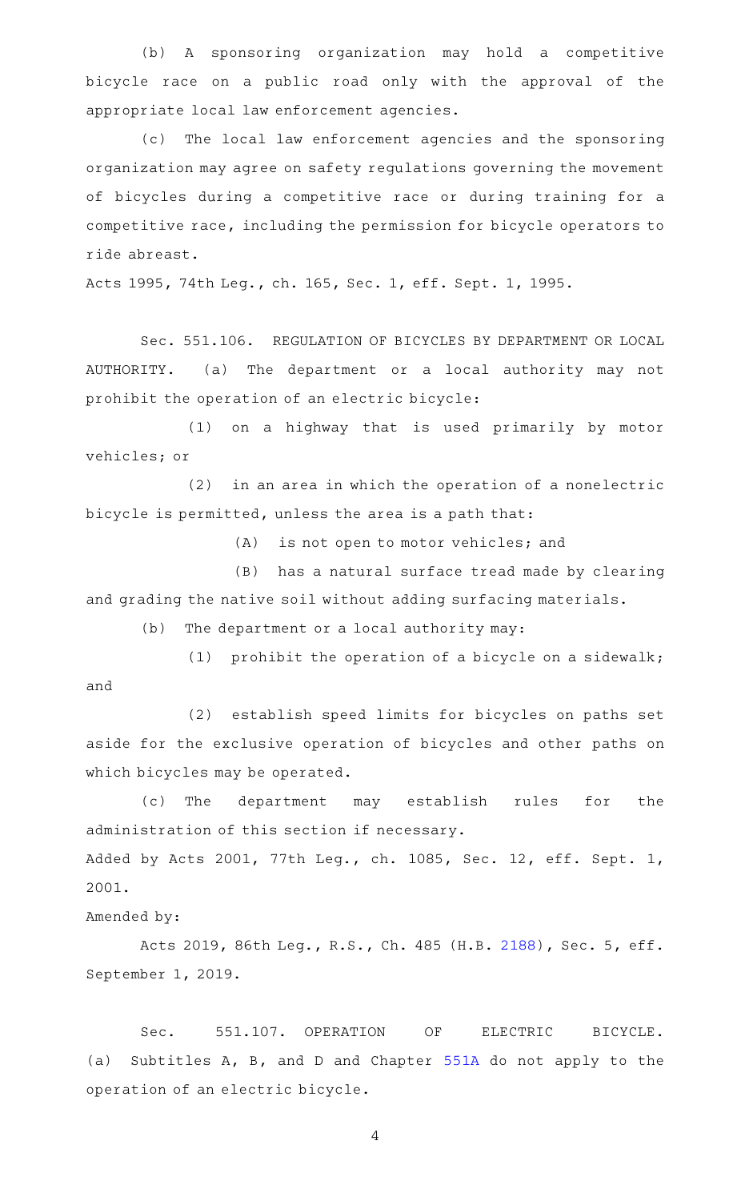(b) A sponsoring organization may hold a competitive bicycle race on a public road only with the approval of the appropriate local law enforcement agencies.

(c) The local law enforcement agencies and the sponsoring organization may agree on safety regulations governing the movement of bicycles during a competitive race or during training for a competitive race, including the permission for bicycle operators to ride abreast.

Acts 1995, 74th Leg., ch. 165, Sec. 1, eff. Sept. 1, 1995.

Sec. 551.106. REGULATION OF BICYCLES BY DEPARTMENT OR LOCAL AUTHORITY. (a) The department or a local authority may not prohibit the operation of an electric bicycle:

(1) on a highway that is used primarily by motor vehicles; or

(2) in an area in which the operation of a nonelectric bicycle is permitted, unless the area is a path that:

(A) is not open to motor vehicles; and

(B) has a natural surface tread made by clearing and grading the native soil without adding surfacing materials.

(b) The department or a local authority may:

(1) prohibit the operation of a bicycle on a sidewalk; and

(2) establish speed limits for bicycles on paths set aside for the exclusive operation of bicycles and other paths on which bicycles may be operated.

(c) The department may establish rules for the administration of this section if necessary.

Added by Acts 2001, 77th Leg., ch. 1085, Sec. 12, eff. Sept. 1, 2001.

Amended by:

Acts 2019, 86th Leg., R.S., Ch. 485 (H.B. 2188), Sec. 5, eff. September 1, 2019.

Sec. 551.107. OPERATION OF ELECTRIC BICYCLE. (a) Subtitles A, B, and D and Chapter 551A do not apply to the operation of an electric bicycle.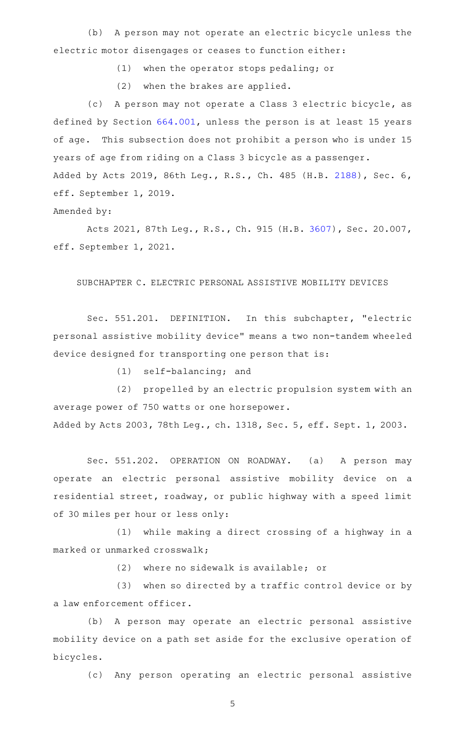(b) A person may not operate an electric bicycle unless the electric motor disengages or ceases to function either:

(1) when the operator stops pedaling; or

(2) when the brakes are applied.

(c) A person may not operate a Class 3 electric bicycle, as defined by Section 664.001, unless the person is at least 15 years of age. This subsection does not prohibit a person who is under 15 years of age from riding on a Class 3 bicycle as a passenger.

Added by Acts 2019, 86th Leg., R.S., Ch. 485 (H.B. 2188), Sec. 6, eff. September 1, 2019.

Amended by:

Acts 2021, 87th Leg., R.S., Ch. 915 (H.B. 3607), Sec. 20.007, eff. September 1, 2021.

SUBCHAPTER C. ELECTRIC PERSONAL ASSISTIVE MOBILITY DEVICES

Sec. 551.201. DEFINITION. In this subchapter, "electric personal assistive mobility device" means a two non-tandem wheeled device designed for transporting one person that is:

(1) self-balancing; and

(2) propelled by an electric propulsion system with an average power of 750 watts or one horsepower.

Added by Acts 2003, 78th Leg., ch. 1318, Sec. 5, eff. Sept. 1, 2003.

Sec. 551.202. OPERATION ON ROADWAY. (a) A person may operate an electric personal assistive mobility device on a residential street, roadway, or public highway with a speed limit of 30 miles per hour or less only:

(1) while making a direct crossing of a highway in a marked or unmarked crosswalk;

(2) where no sidewalk is available; or

(3) when so directed by a traffic control device or by a law enforcement officer.

(b) A person may operate an electric personal assistive mobility device on a path set aside for the exclusive operation of bicycles.

(c) Any person operating an electric personal assistive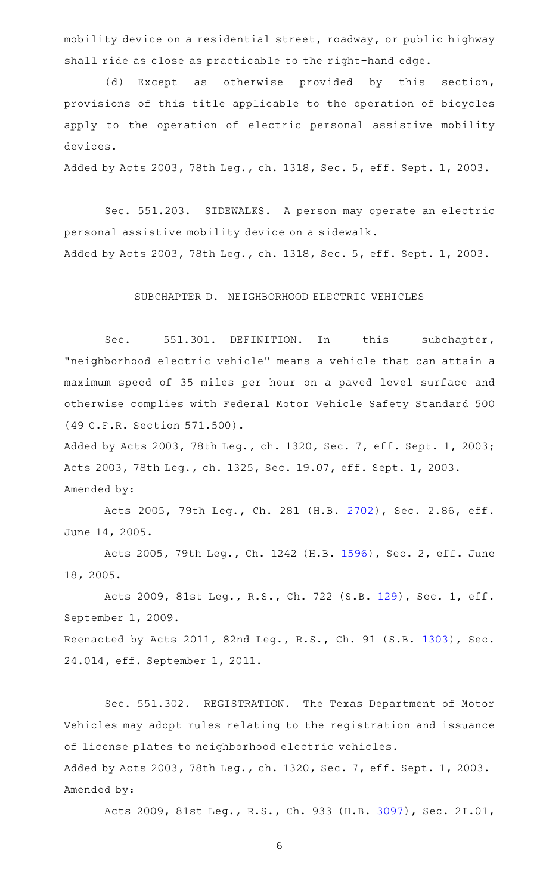mobility device on a residential street, roadway, or public highway shall ride as close as practicable to the right-hand edge.

(d) Except as otherwise provided by this section, provisions of this title applicable to the operation of bicycles apply to the operation of electric personal assistive mobility devices.

Added by Acts 2003, 78th Leg., ch. 1318, Sec. 5, eff. Sept. 1, 2003.

Sec. 551.203. SIDEWALKS. A person may operate an electric personal assistive mobility device on a sidewalk.

Added by Acts 2003, 78th Leg., ch. 1318, Sec. 5, eff. Sept. 1, 2003.

SUBCHAPTER D. NEIGHBORHOOD ELECTRIC VEHICLES

Sec. 551.301. DEFINITION. In this subchapter, "neighborhood electric vehicle" means a vehicle that can attain a maximum speed of 35 miles per hour on a paved level surface and otherwise complies with Federal Motor Vehicle Safety Standard 500 (49 C.F.R. Section 571.500).

Added by Acts 2003, 78th Leg., ch. 1320, Sec. 7, eff. Sept. 1, 2003; Acts 2003, 78th Leg., ch. 1325, Sec. 19.07, eff. Sept. 1, 2003.

Amended by:

Acts 2005, 79th Leg., Ch. 281 (H.B. 2702), Sec. 2.86, eff. June 14, 2005.

Acts 2005, 79th Leg., Ch. 1242 (H.B. 1596), Sec. 2, eff. June 18, 2005.

Acts 2009, 81st Leg., R.S., Ch. 722 (S.B. 129), Sec. 1, eff. September 1, 2009.

Reenacted by Acts 2011, 82nd Leg., R.S., Ch. 91 (S.B. 1303), Sec. 24.014, eff. September 1, 2011.

Sec. 551.302. REGISTRATION. The Texas Department of Motor Vehicles may adopt rules relating to the registration and issuance of license plates to neighborhood electric vehicles.

Added by Acts 2003, 78th Leg., ch. 1320, Sec. 7, eff. Sept. 1, 2003.

Amended by:

Acts 2009, 81st Leg., R.S., Ch. 933 (H.B. 3097), Sec. 2I.01,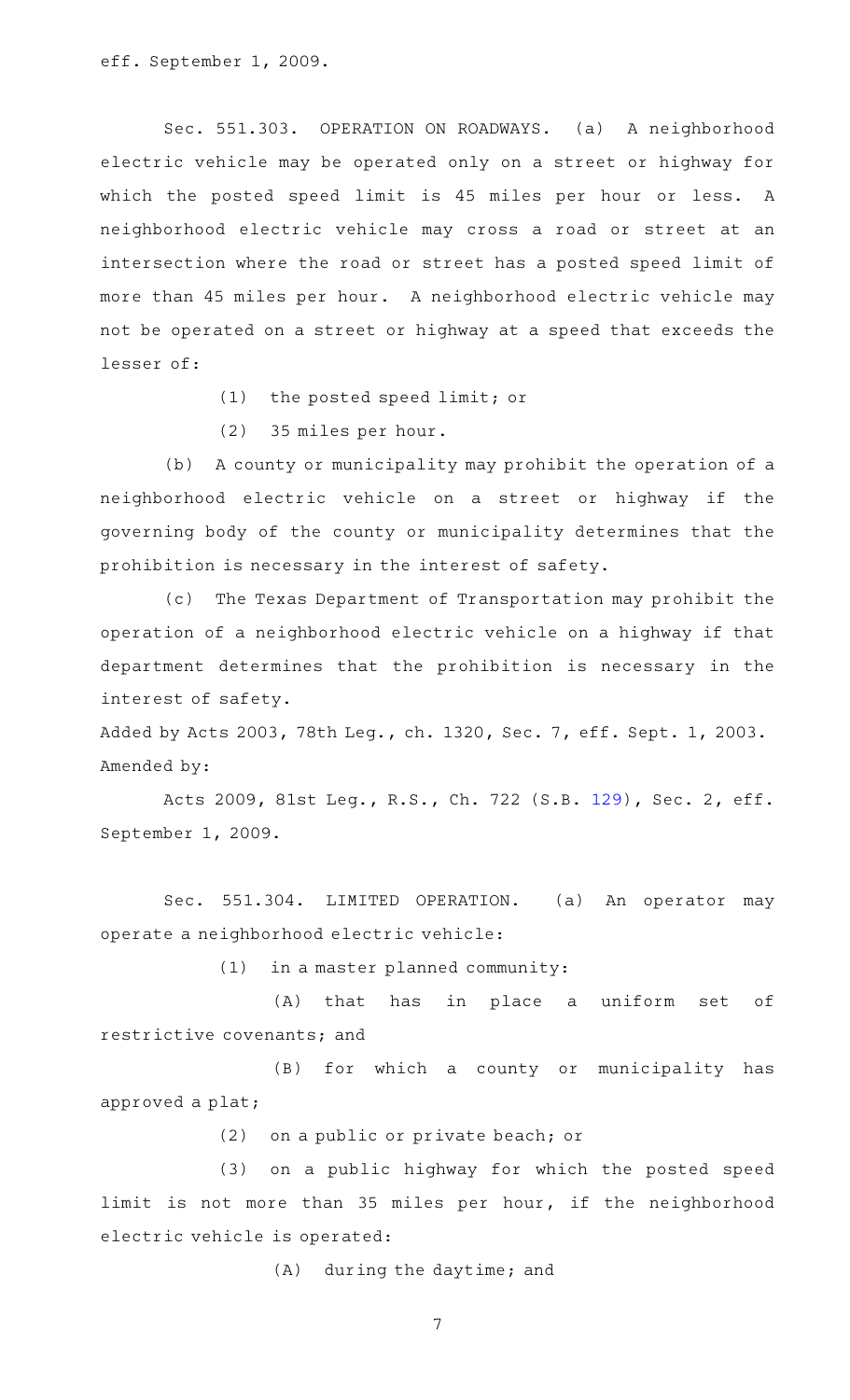eff. September 1, 2009.

Sec. 551.303. OPERATION ON ROADWAYS. (a) A neighborhood electric vehicle may be operated only on a street or highway for which the posted speed limit is 45 miles per hour or less. A neighborhood electric vehicle may cross a road or street at an intersection where the road or street has a posted speed limit of more than 45 miles per hour. A neighborhood electric vehicle may not be operated on a street or highway at a speed that exceeds the lesser of:

(1) the posted speed limit; or

(2) 35 miles per hour.

(b) A county or municipality may prohibit the operation of a neighborhood electric vehicle on a street or highway if the governing body of the county or municipality determines that the prohibition is necessary in the interest of safety.

(c) The Texas Department of Transportation may prohibit the operation of a neighborhood electric vehicle on a highway if that department determines that the prohibition is necessary in the interest of safety.

Added by Acts 2003, 78th Leg., ch. 1320, Sec. 7, eff. Sept. 1, 2003.
Amended by:

Acts 2009, 81st Leg., R.S., Ch. 722 (S.B. 129), Sec. 2, eff. September 1, 2009.

Sec. 551.304. LIMITED OPERATION. (a) An operator may operate a neighborhood electric vehicle:

(1) in a master planned community:

(A) that has in place a uniform set of restrictive covenants; and

(B) for which a county or municipality has approved a plat;

(2) on a public or private beach; or

(3) on a public highway for which the posted speed limit is not more than 35 miles per hour, if the neighborhood electric vehicle is operated:

(A) during the daytime; and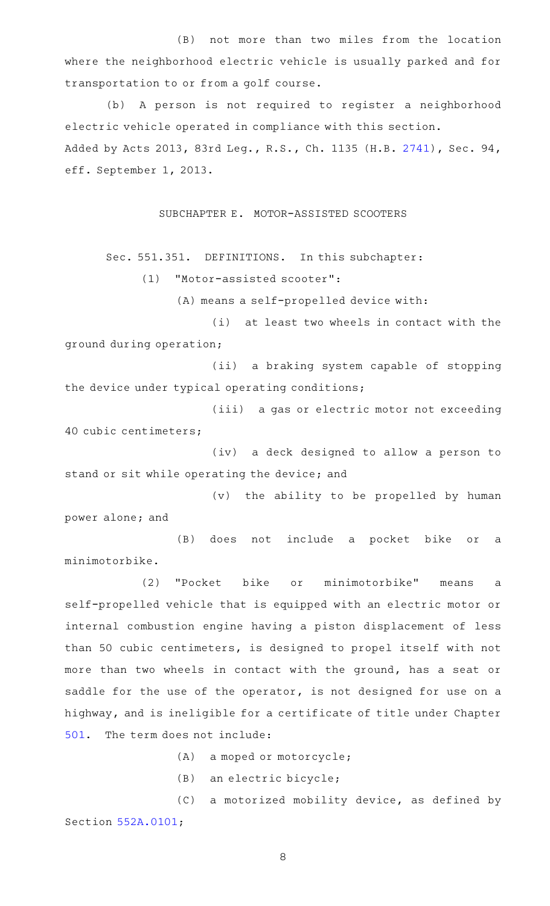(B) not more than two miles from the location where the neighborhood electric vehicle is usually parked and for transportation to or from a golf course.

(b) A person is not required to register a neighborhood electric vehicle operated in compliance with this section.

Added by Acts 2013, 83rd Leg., R.S., Ch. 1135 (H.B. 2741), Sec. 94, eff. September 1, 2013.

SUBCHAPTER E. MOTOR-ASSISTED SCOOTERS

Sec. 551.351. DEFINITIONS. In this subchapter:

(1) "Motor-assisted scooter":

(A) means a self-propelled device with:

(i) at least two wheels in contact with the ground during operation;

(ii) a braking system capable of stopping the device under typical operating conditions;

(iii) a gas or electric motor not exceeding 40 cubic centimeters;

(iv) a deck designed to allow a person to stand or sit while operating the device; and

(v) the ability to be propelled by human power alone; and

(B) does not include a pocket bike or a minimotorbike.

(2) "Pocket bike or minimotorbike" means a self-propelled vehicle that is equipped with an electric motor or internal combustion engine having a piston displacement of less than 50 cubic centimeters, is designed to propel itself with not more than two wheels in contact with the ground, has a seat or saddle for the use of the operator, is not designed for use on a highway, and is ineligible for a certificate of title under Chapter 501. The term does not include:

(A) a moped or motorcycle;

(B) an electric bicycle;

(C) a motorized mobility device, as defined by Section 552A.0101;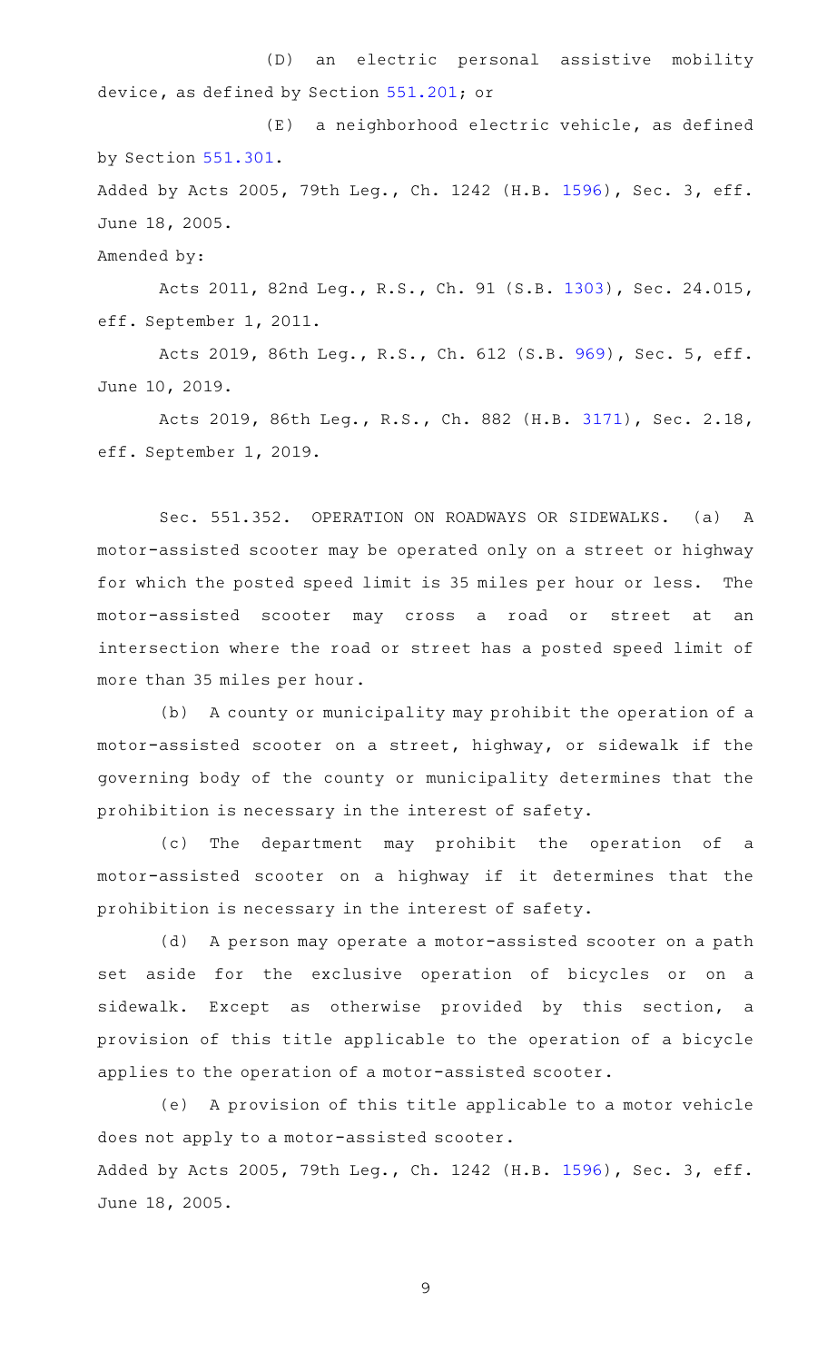(D) an electric personal assistive mobility device, as defined by Section 551.201; or

(E) a neighborhood electric vehicle, as defined by Section 551.301.

Added by Acts 2005, 79th Leg., Ch. 1242 (H.B. 1596), Sec. 3, eff. June 18, 2005.

Amended by:

Acts 2011, 82nd Leg., R.S., Ch. 91 (S.B. 1303), Sec. 24.015, eff. September 1, 2011.

Acts 2019, 86th Leg., R.S., Ch. 612 (S.B. 969), Sec. 5, eff. June 10, 2019.

Acts 2019, 86th Leg., R.S., Ch. 882 (H.B. 3171), Sec. 2.18, eff. September 1, 2019.

Sec. 551.352. OPERATION ON ROADWAYS OR SIDEWALKS. (a) A motor-assisted scooter may be operated only on a street or highway for which the posted speed limit is 35 miles per hour or less. The motor-assisted scooter may cross a road or street at an intersection where the road or street has a posted speed limit of more than 35 miles per hour.

(b) A county or municipality may prohibit the operation of a motor-assisted scooter on a street, highway, or sidewalk if the governing body of the county or municipality determines that the prohibition is necessary in the interest of safety.

(c) The department may prohibit the operation of a motor-assisted scooter on a highway if it determines that the prohibition is necessary in the interest of safety.

(d) A person may operate a motor-assisted scooter on a path set aside for the exclusive operation of bicycles or on a sidewalk. Except as otherwise provided by this section, a provision of this title applicable to the operation of a bicycle applies to the operation of a motor-assisted scooter.

(e) A provision of this title applicable to a motor vehicle does not apply to a motor-assisted scooter.

Added by Acts 2005, 79th Leg., Ch. 1242 (H.B. 1596), Sec. 3, eff. June 18, 2005.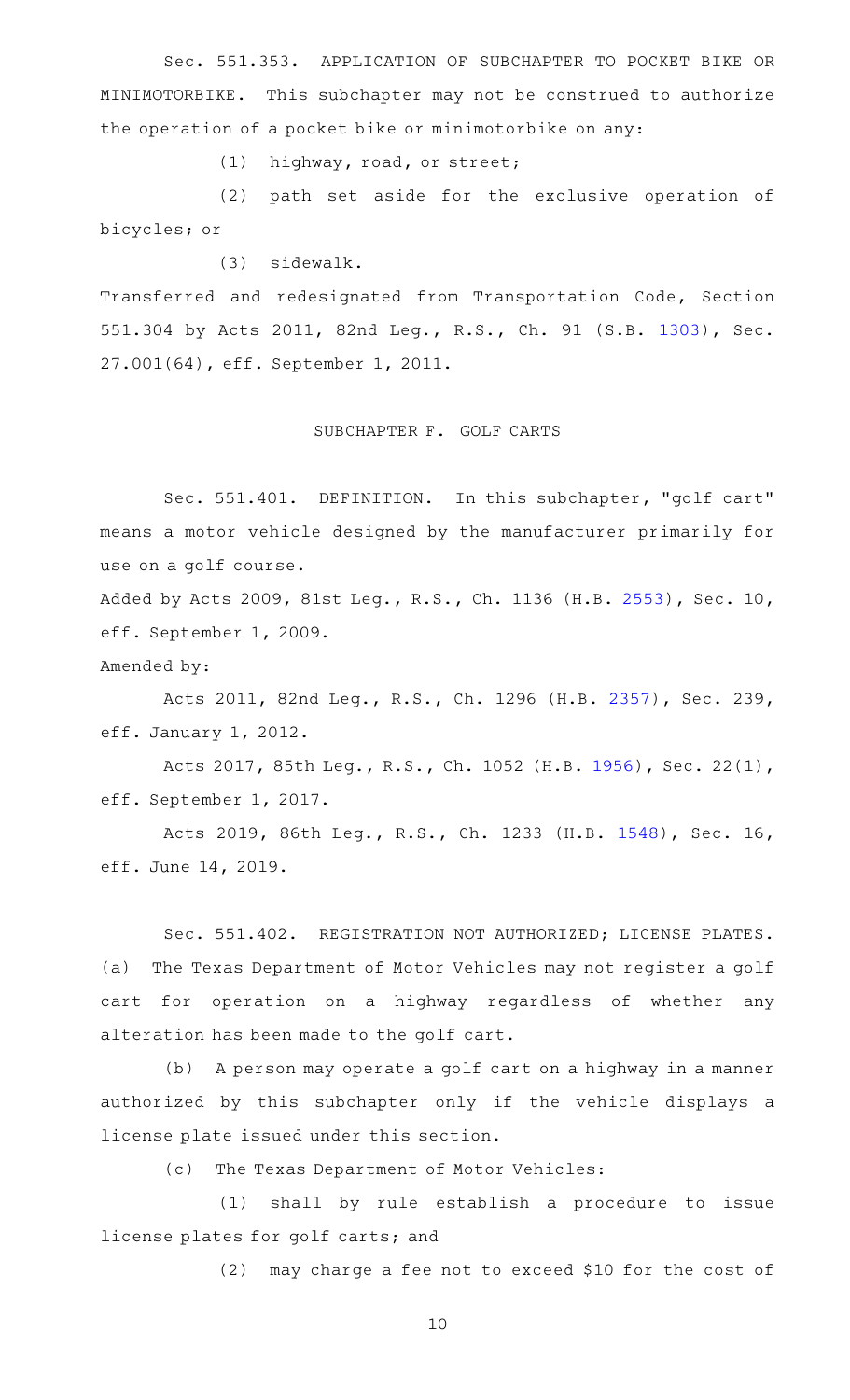Sec. 551.353. APPLICATION OF SUBCHAPTER TO POCKET BIKE OR MINIMOTORBIKE. This subchapter may not be construed to authorize the operation of a pocket bike or minimotorbike on any:

(1) highway, road, or street;

(2) path set aside for the exclusive operation of bicycles; or

(3) sidewalk.

Transferred and redesignated from Transportation Code, Section 551.304 by Acts 2011, 82nd Leg., R.S., Ch. 91 (S.B. 1303), Sec. 27.001(64), eff. September 1, 2011.

## SUBCHAPTER F. GOLF CARTS

Sec. 551.401. DEFINITION. In this subchapter, "golf cart" means a motor vehicle designed by the manufacturer primarily for use on a golf course.

Added by Acts 2009, 81st Leg., R.S., Ch. 1136 (H.B. 2553), Sec. 10, eff. September 1, 2009.

Amended by:

Acts 2011, 82nd Leg., R.S., Ch. 1296 (H.B. 2357), Sec. 239, eff. January 1, 2012.

Acts 2017, 85th Leg., R.S., Ch. 1052 (H.B. 1956), Sec. 22(1), eff. September 1, 2017.

Acts 2019, 86th Leg., R.S., Ch. 1233 (H.B. 1548), Sec. 16, eff. June 14, 2019.

Sec. 551.402. REGISTRATION NOT AUTHORIZED; LICENSE PLATES. (a) The Texas Department of Motor Vehicles may not register a golf cart for operation on a highway regardless of whether any alteration has been made to the golf cart.

(b) A person may operate a golf cart on a highway in a manner authorized by this subchapter only if the vehicle displays a license plate issued under this section.

(c) The Texas Department of Motor Vehicles:

(1) shall by rule establish a procedure to issue license plates for golf carts; and

(2) may charge a fee not to exceed $10 for the cost of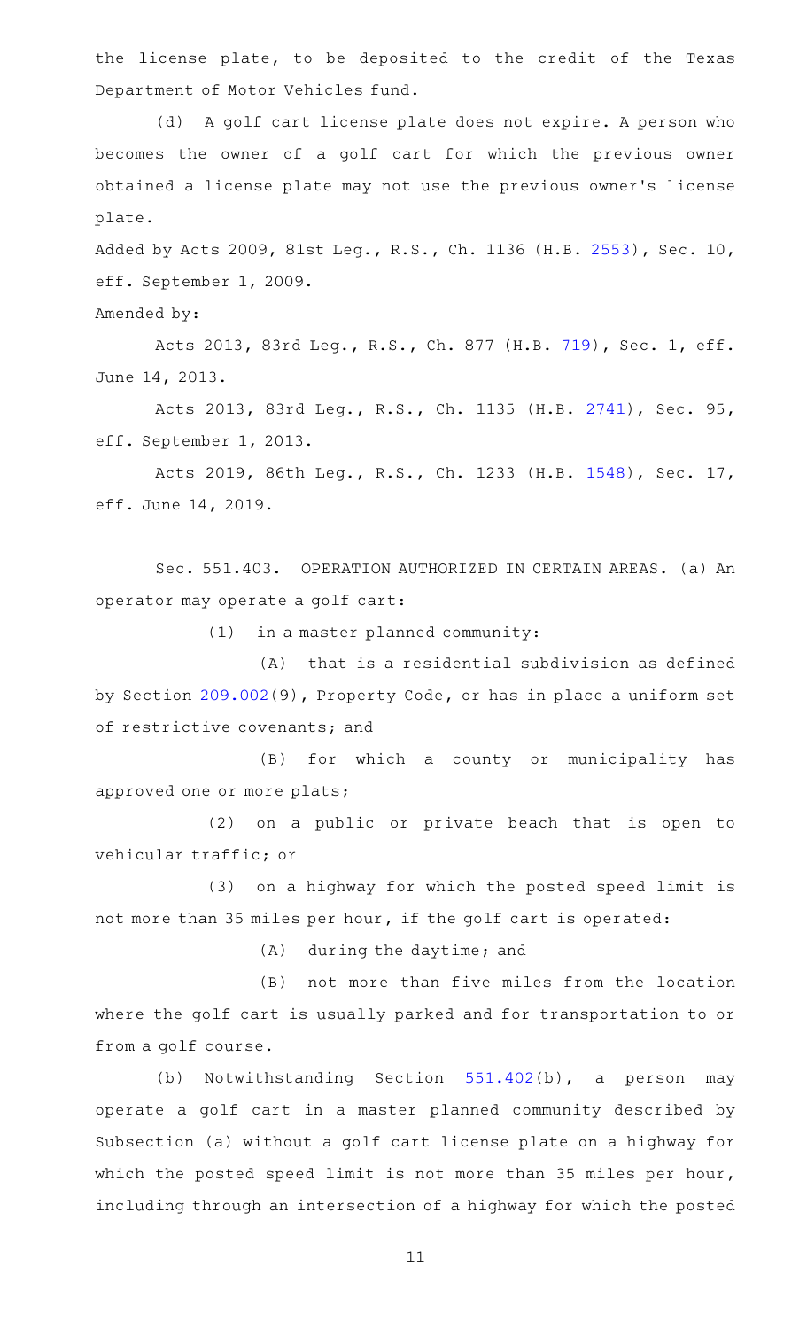the license plate, to be deposited to the credit of the Texas Department of Motor Vehicles fund.

(d) A golf cart license plate does not expire. A person who becomes the owner of a golf cart for which the previous owner obtained a license plate may not use the previous owner's license plate.

Added by Acts 2009, 81st Leg., R.S., Ch. 1136 (H.B. 2553), Sec. 10, eff. September 1, 2009.

Amended by:

Acts 2013, 83rd Leg., R.S., Ch. 877 (H.B. 719), Sec. 1, eff. June 14, 2013.

Acts 2013, 83rd Leg., R.S., Ch. 1135 (H.B. 2741), Sec. 95, eff. September 1, 2013.

Acts 2019, 86th Leg., R.S., Ch. 1233 (H.B. 1548), Sec. 17, eff. June 14, 2019.

Sec. 551.403. OPERATION AUTHORIZED IN CERTAIN AREAS. (a) An operator may operate a golf cart:

(1) in a master planned community:

(A) that is a residential subdivision as defined by Section 209.002(9), Property Code, or has in place a uniform set of restrictive covenants; and

(B) for which a county or municipality has approved one or more plats;

(2) on a public or private beach that is open to vehicular traffic; or

(3) on a highway for which the posted speed limit is not more than 35 miles per hour, if the golf cart is operated:

(A) during the daytime; and

(B) not more than five miles from the location where the golf cart is usually parked and for transportation to or from a golf course.

(b) Notwithstanding Section 551.402(b), a person may operate a golf cart in a master planned community described by Subsection (a) without a golf cart license plate on a highway for which the posted speed limit is not more than 35 miles per hour, including through an intersection of a highway for which the posted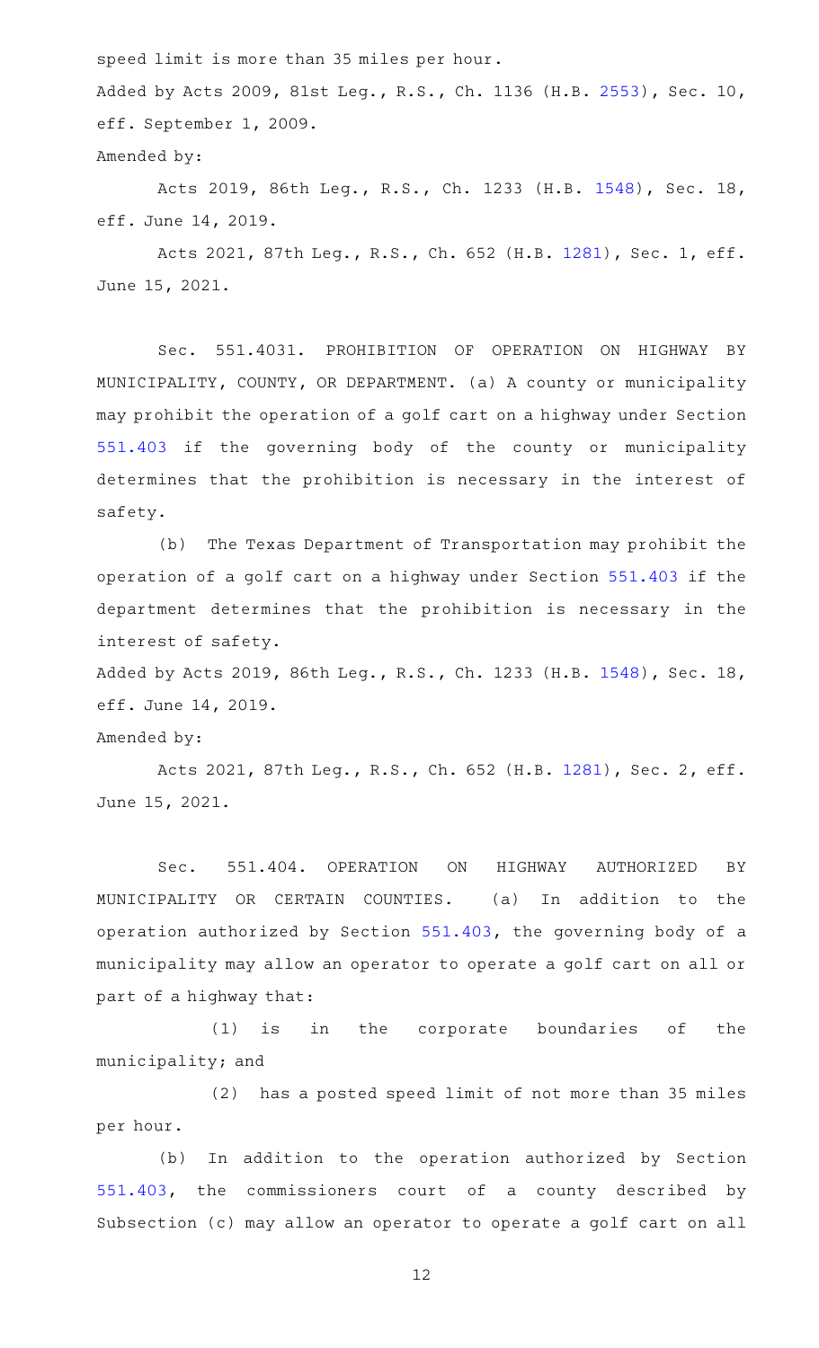speed limit is more than 35 miles per hour.

Added by Acts 2009, 81st Leg., R.S., Ch. 1136 (H.B. 2553), Sec. 10, eff. September 1, 2009.

Amended by:

Acts 2019, 86th Leg., R.S., Ch. 1233 (H.B. 1548), Sec. 18, eff. June 14, 2019.

Acts 2021, 87th Leg., R.S., Ch. 652 (H.B. 1281), Sec. 1, eff. June 15, 2021.

Sec. 551.4031. PROHIBITION OF OPERATION ON HIGHWAY BY MUNICIPALITY, COUNTY, OR DEPARTMENT. (a) A county or municipality may prohibit the operation of a golf cart on a highway under Section 551.403 if the governing body of the county or municipality determines that the prohibition is necessary in the interest of safety.

(b) The Texas Department of Transportation may prohibit the operation of a golf cart on a highway under Section 551.403 if the department determines that the prohibition is necessary in the interest of safety.

Added by Acts 2019, 86th Leg., R.S., Ch. 1233 (H.B. 1548), Sec. 18, eff. June 14, 2019.

Amended by:

Acts 2021, 87th Leg., R.S., Ch. 652 (H.B. 1281), Sec. 2, eff. June 15, 2021.

Sec. 551.404. OPERATION ON HIGHWAY AUTHORIZED BY MUNICIPALITY OR CERTAIN COUNTIES. (a) In addition to the operation authorized by Section 551.403, the governing body of a municipality may allow an operator to operate a golf cart on all or part of a highway that:

(1) is in the corporate boundaries of the municipality; and

(2) has a posted speed limit of not more than 35 miles per hour.

(b) In addition to the operation authorized by Section 551.403, the commissioners court of a county described by Subsection (c) may allow an operator to operate a golf cart on all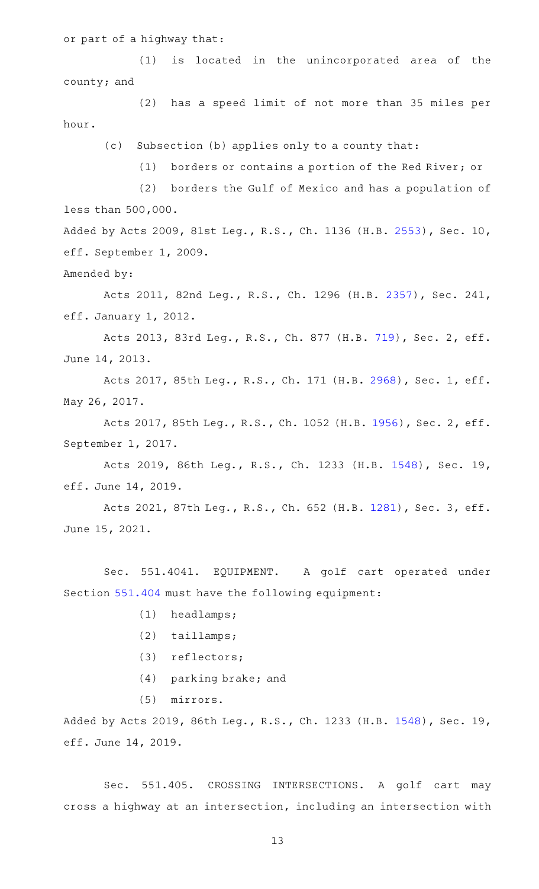or part of a highway that:

(1) is located in the unincorporated area of the county; and

(2) has a speed limit of not more than 35 miles per hour.

(c) Subsection (b) applies only to a county that:

(1) borders or contains a portion of the Red River; or

(2) borders the Gulf of Mexico and has a population of less than 500,000.

Added by Acts 2009, 81st Leg., R.S., Ch. 1136 (H.B. 2553), Sec. 10, eff. September 1, 2009.

Amended by:

Acts 2011, 82nd Leg., R.S., Ch. 1296 (H.B. 2357), Sec. 241, eff. January 1, 2012.

Acts 2013, 83rd Leg., R.S., Ch. 877 (H.B. 719), Sec. 2, eff. June 14, 2013.

Acts 2017, 85th Leg., R.S., Ch. 171 (H.B. 2968), Sec. 1, eff. May 26, 2017.

Acts 2017, 85th Leg., R.S., Ch. 1052 (H.B. 1956), Sec. 2, eff. September 1, 2017.

Acts 2019, 86th Leg., R.S., Ch. 1233 (H.B. 1548), Sec. 19, eff. June 14, 2019.

Acts 2021, 87th Leg., R.S., Ch. 652 (H.B. 1281), Sec. 3, eff. June 15, 2021.

Sec. 551.4041. EQUIPMENT. A golf cart operated under Section 551.404 must have the following equipment:

(1) headlamps;

(2) taillamps;

(3) reflectors;

(4) parking brake; and

(5) mirrors.

Added by Acts 2019, 86th Leg., R.S., Ch. 1233 (H.B. 1548), Sec. 19, eff. June 14, 2019.

Sec. 551.405. CROSSING INTERSECTIONS. A golf cart may cross a highway at an intersection, including an intersection with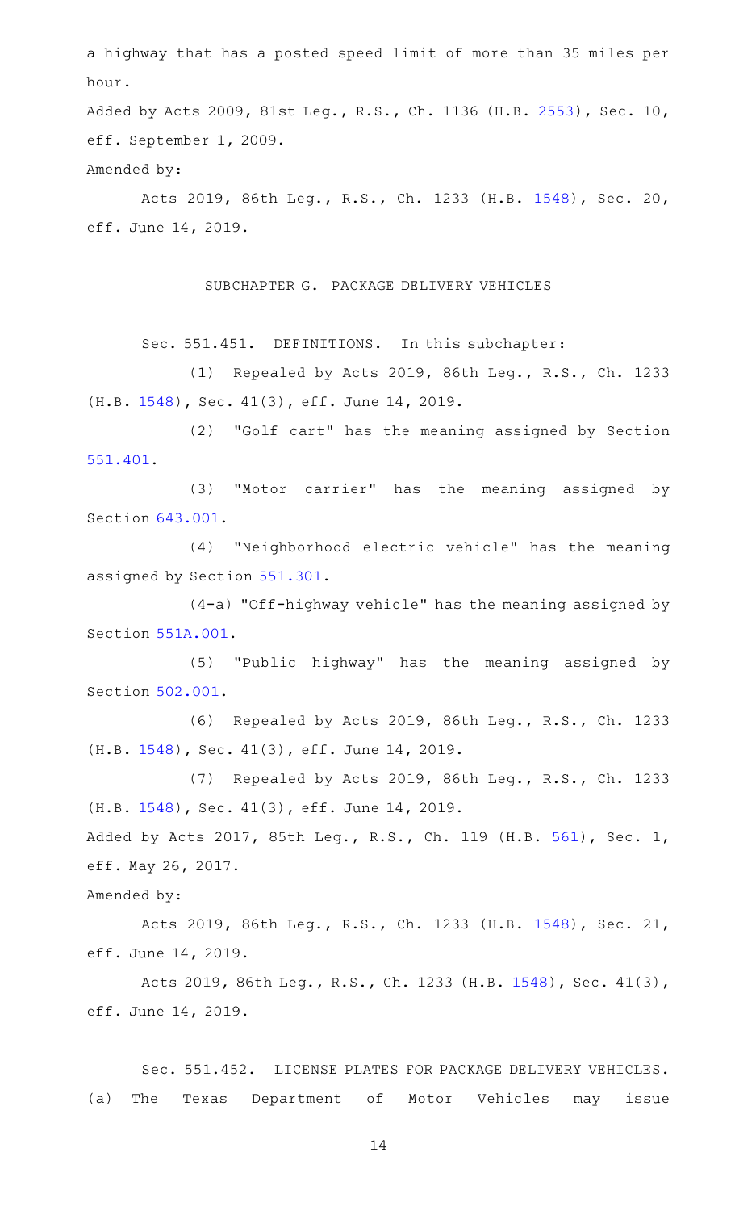a highway that has a posted speed limit of more than 35 miles per hour.

Added by Acts 2009, 81st Leg., R.S., Ch. 1136 (H.B. 2553), Sec. 10, eff. September 1, 2009.

Amended by:

Acts 2019, 86th Leg., R.S., Ch. 1233 (H.B. 1548), Sec. 20, eff. June 14, 2019.

## SUBCHAPTER G. PACKAGE DELIVERY VEHICLES

Sec. 551.451. DEFINITIONS. In this subchapter:

(1) Repealed by Acts 2019, 86th Leg., R.S., Ch. 1233 (H.B. 1548), Sec. 41(3), eff. June 14, 2019.

(2) "Golf cart" has the meaning assigned by Section 551.401.

(3) "Motor carrier" has the meaning assigned by Section 643.001.

(4) "Neighborhood electric vehicle" has the meaning assigned by Section 551.301.

(4-a) "Off-highway vehicle" has the meaning assigned by Section 551A.001.

(5) "Public highway" has the meaning assigned by Section 502.001.

(6) Repealed by Acts 2019, 86th Leg., R.S., Ch. 1233 (H.B. 1548), Sec. 41(3), eff. June 14, 2019.

(7) Repealed by Acts 2019, 86th Leg., R.S., Ch. 1233 (H.B. 1548), Sec. 41(3), eff. June 14, 2019.

Added by Acts 2017, 85th Leg., R.S., Ch. 119 (H.B. 561), Sec. 1, eff. May 26, 2017.

Amended by:

Acts 2019, 86th Leg., R.S., Ch. 1233 (H.B. 1548), Sec. 21, eff. June 14, 2019.

Acts 2019, 86th Leg., R.S., Ch. 1233 (H.B. 1548), Sec. 41(3), eff. June 14, 2019.

Sec. 551.452. LICENSE PLATES FOR PACKAGE DELIVERY VEHICLES. (a) The Texas Department of Motor Vehicles may issue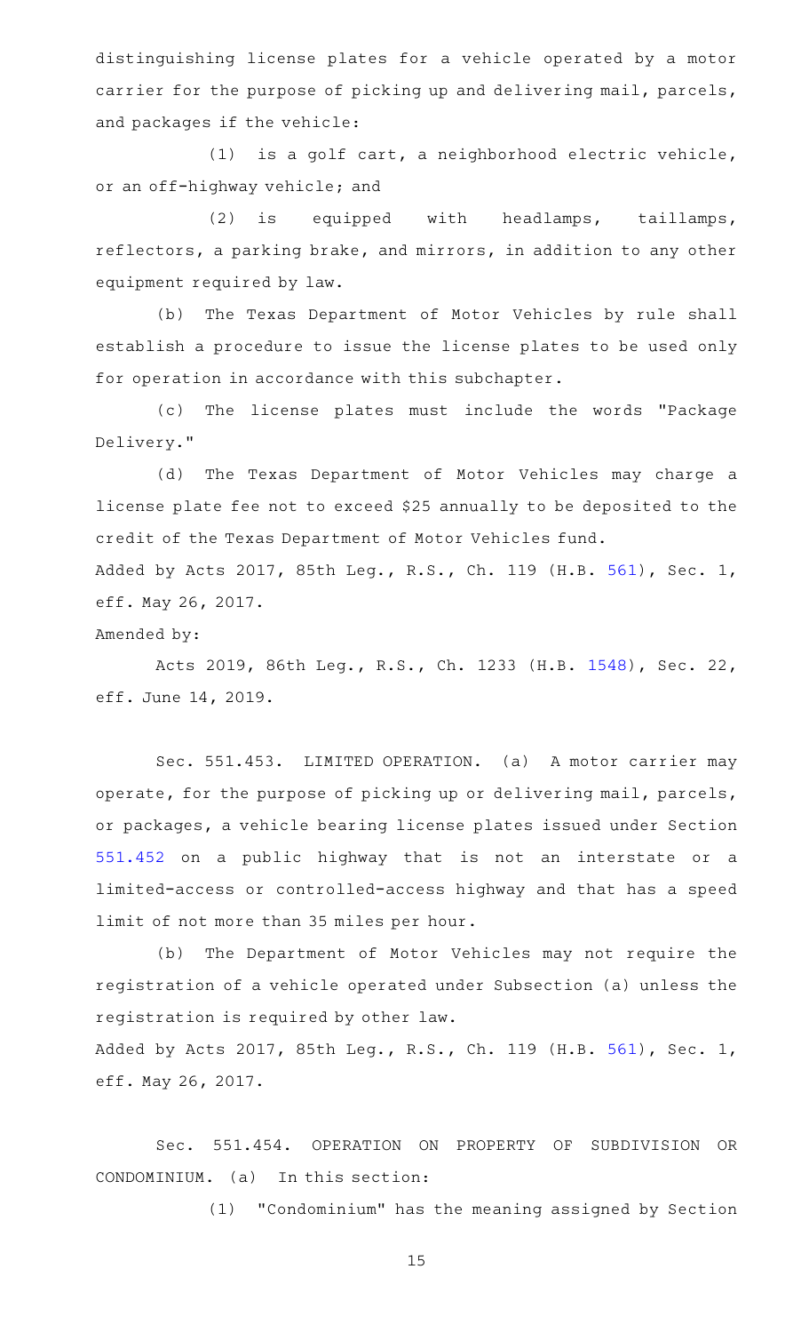distinguishing license plates for a vehicle operated by a motor carrier for the purpose of picking up and delivering mail, parcels, and packages if the vehicle:

(1) is a golf cart, a neighborhood electric vehicle, or an off-highway vehicle; and

(2) is equipped with headlamps, taillamps, reflectors, a parking brake, and mirrors, in addition to any other equipment required by law.

(b) The Texas Department of Motor Vehicles by rule shall establish a procedure to issue the license plates to be used only for operation in accordance with this subchapter.

(c) The license plates must include the words "Package Delivery."

(d) The Texas Department of Motor Vehicles may charge a license plate fee not to exceed $25 annually to be deposited to the credit of the Texas Department of Motor Vehicles fund.

Added by Acts 2017, 85th Leg., R.S., Ch. 119 (H.B. 561), Sec. 1, eff. May 26, 2017.

Amended by:

Acts 2019, 86th Leg., R.S., Ch. 1233 (H.B. 1548), Sec. 22, eff. June 14, 2019.

Sec. 551.453. LIMITED OPERATION. (a) A motor carrier may operate, for the purpose of picking up or delivering mail, parcels, or packages, a vehicle bearing license plates issued under Section 551.452 on a public highway that is not an interstate or a limited-access or controlled-access highway and that has a speed limit of not more than 35 miles per hour.

(b) The Department of Motor Vehicles may not require the registration of a vehicle operated under Subsection (a) unless the registration is required by other law.

Added by Acts 2017, 85th Leg., R.S., Ch. 119 (H.B. 561), Sec. 1, eff. May 26, 2017.

Sec. 551.454. OPERATION ON PROPERTY OF SUBDIVISION OR CONDOMINIUM. (a) In this section:

(1) "Condominium" has the meaning assigned by Section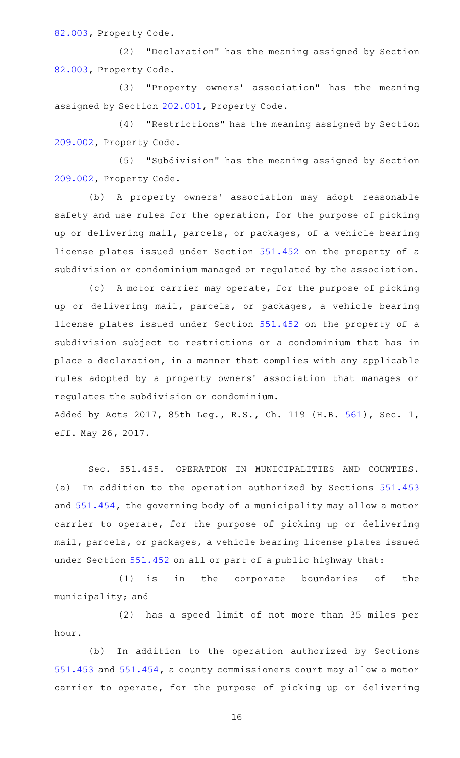82.003, Property Code.

(2) "Declaration" has the meaning assigned by Section 82.003, Property Code.

(3) "Property owners' association" has the meaning assigned by Section 202.001, Property Code.

(4) "Restrictions" has the meaning assigned by Section 209.002, Property Code.

(5) "Subdivision" has the meaning assigned by Section 209.002, Property Code.

(b) A property owners' association may adopt reasonable safety and use rules for the operation, for the purpose of picking up or delivering mail, parcels, or packages, of a vehicle bearing license plates issued under Section 551.452 on the property of a subdivision or condominium managed or regulated by the association.

(c) A motor carrier may operate, for the purpose of picking up or delivering mail, parcels, or packages, a vehicle bearing license plates issued under Section 551.452 on the property of a subdivision subject to restrictions or a condominium that has in place a declaration, in a manner that complies with any applicable rules adopted by a property owners' association that manages or regulates the subdivision or condominium.

Added by Acts 2017, 85th Leg., R.S., Ch. 119 (H.B. 561), Sec. 1, eff. May 26, 2017.

Sec. 551.455. OPERATION IN MUNICIPALITIES AND COUNTIES. (a) In addition to the operation authorized by Sections 551.453 and 551.454, the governing body of a municipality may allow a motor carrier to operate, for the purpose of picking up or delivering mail, parcels, or packages, a vehicle bearing license plates issued under Section 551.452 on all or part of a public highway that:

(1) is in the corporate boundaries of the municipality; and

(2) has a speed limit of not more than 35 miles per hour.

(b) In addition to the operation authorized by Sections 551.453 and 551.454, a county commissioners court may allow a motor carrier to operate, for the purpose of picking up or delivering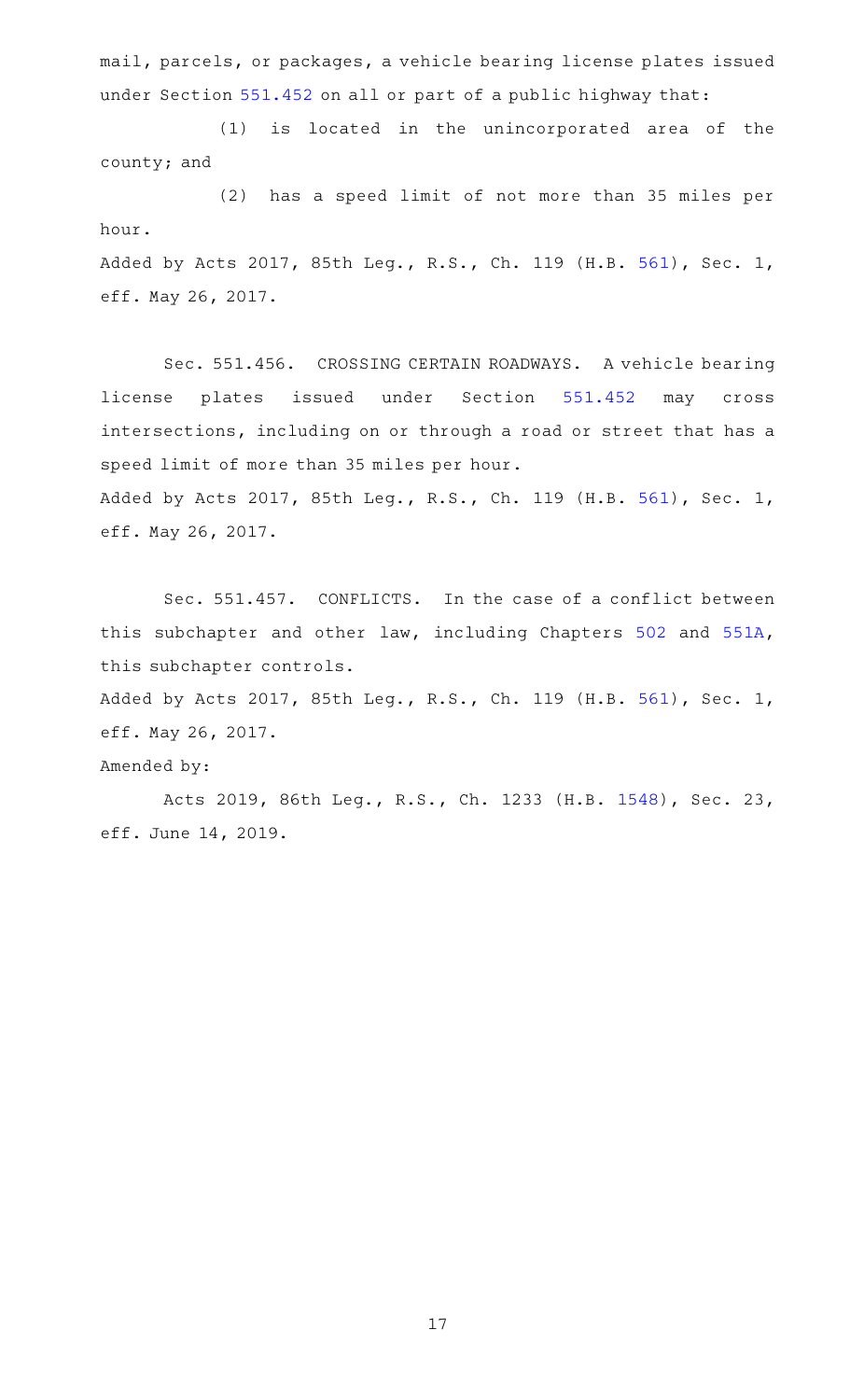mail, parcels, or packages, a vehicle bearing license plates issued under Section 551.452 on all or part of a public highway that:

(1) is located in the unincorporated area of the county; and

(2) has a speed limit of not more than 35 miles per hour.

Added by Acts 2017, 85th Leg., R.S., Ch. 119 (H.B. 561), Sec. 1, eff. May 26, 2017.

Sec. 551.456. CROSSING CERTAIN ROADWAYS. A vehicle bearing license plates issued under Section 551.452 may cross intersections, including on or through a road or street that has a speed limit of more than 35 miles per hour.

Added by Acts 2017, 85th Leg., R.S., Ch. 119 (H.B. 561), Sec. 1, eff. May 26, 2017.

Sec. 551.457. CONFLICTS. In the case of a conflict between this subchapter and other law, including Chapters 502 and 551A, this subchapter controls.

Added by Acts 2017, 85th Leg., R.S., Ch. 119 (H.B. 561), Sec. 1, eff. May 26, 2017.

Amended by:

Acts 2019, 86th Leg., R.S., Ch. 1233 (H.B. 1548), Sec. 23, eff. June 14, 2019.